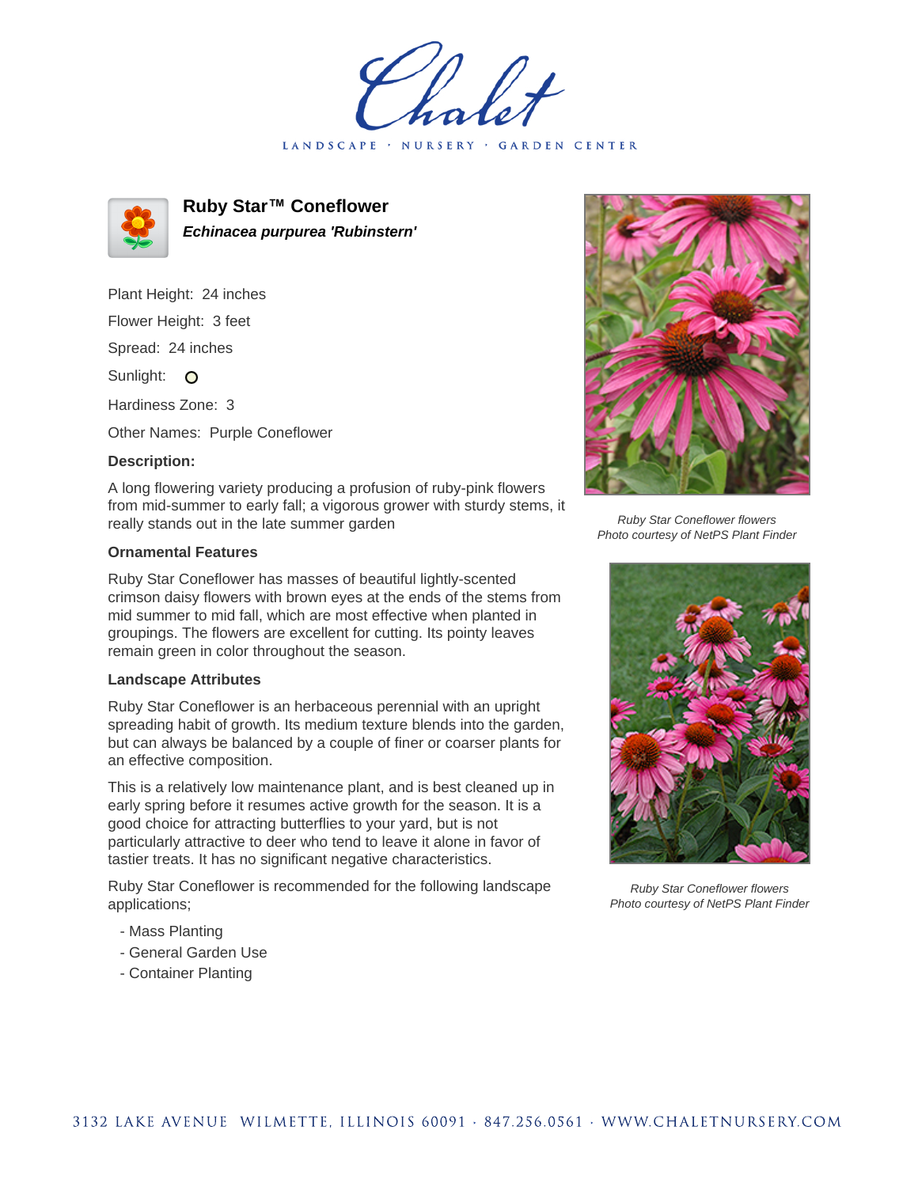Chalet

LANDSCAPE · NURSERY · GARDEN CENTER

# Ruby Star™ Coneflower

***Echinacea purpurea 'Rubinstern'***

Plant Height: 24 inches

Flower Height: 3 feet

Spread: 24 inches

Sunlight: O

Hardiness Zone: 3

Other Names: Purple Coneflower

**Description:**

A long flowering variety producing a profusion of ruby-pink flowers from mid-summer to early fall; a vigorous grower with sturdy stems, it really stands out in the late summer garden

**Ornamental Features**

Ruby Star Coneflower has masses of beautiful lightly-scented crimson daisy flowers with brown eyes at the ends of the stems from mid summer to mid fall, which are most effective when planted in groupings. The flowers are excellent for cutting. Its pointy leaves remain green in color throughout the season.

**Landscape Attributes**

Ruby Star Coneflower is an herbaceous perennial with an upright spreading habit of growth. Its medium texture blends into the garden, but can always be balanced by a couple of finer or coarser plants for an effective composition.

This is a relatively low maintenance plant, and is best cleaned up in early spring before it resumes active growth for the season. It is a good choice for attracting butterflies to your yard, but is not particularly attractive to deer who tend to leave it alone in favor of tastier treats. It has no significant negative characteristics.

Ruby Star Coneflower is recommended for the following landscape applications;

- Mass Planting
- General Garden Use
- Container Planting

*Ruby Star Coneflower flowers*
*Photo courtesy of NetPS Plant Finder*

*Ruby Star Coneflower flowers*
*Photo courtesy of NetPS Plant Finder*

3132 LAKE AVENUE WILMETTE, ILLINOIS 60091 · 847.256.0561 · WWW.CHALETNURSERY.COM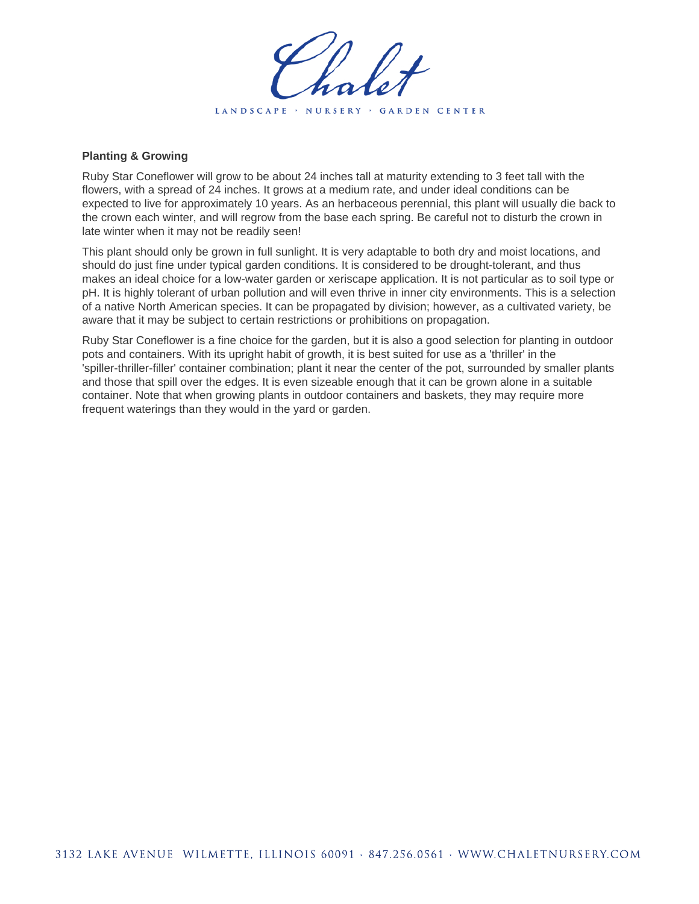**Planting & Growing**

Ruby Star Coneflower will grow to be about 24 inches tall at maturity extending to 3 feet tall with the flowers, with a spread of 24 inches. It grows at a medium rate, and under ideal conditions can be expected to live for approximately 10 years. As an herbaceous perennial, this plant will usually die back to the crown each winter, and will regrow from the base each spring. Be careful not to disturb the crown in late winter when it may not be readily seen!

This plant should only be grown in full sunlight. It is very adaptable to both dry and moist locations, and should do just fine under typical garden conditions. It is considered to be drought-tolerant, and thus makes an ideal choice for a low-water garden or xeriscape application. It is not particular as to soil type or pH. It is highly tolerant of urban pollution and will even thrive in inner city environments. This is a selection of a native North American species. It can be propagated by division; however, as a cultivated variety, be aware that it may be subject to certain restrictions or prohibitions on propagation.

Ruby Star Coneflower is a fine choice for the garden, but it is also a good selection for planting in outdoor pots and containers. With its upright habit of growth, it is best suited for use as a 'thriller' in the 'spiller-thriller-filler' container combination; plant it near the center of the pot, surrounded by smaller plants and those that spill over the edges. It is even sizeable enough that it can be grown alone in a suitable container. Note that when growing plants in outdoor containers and baskets, they may require more frequent waterings than they would in the yard or garden.